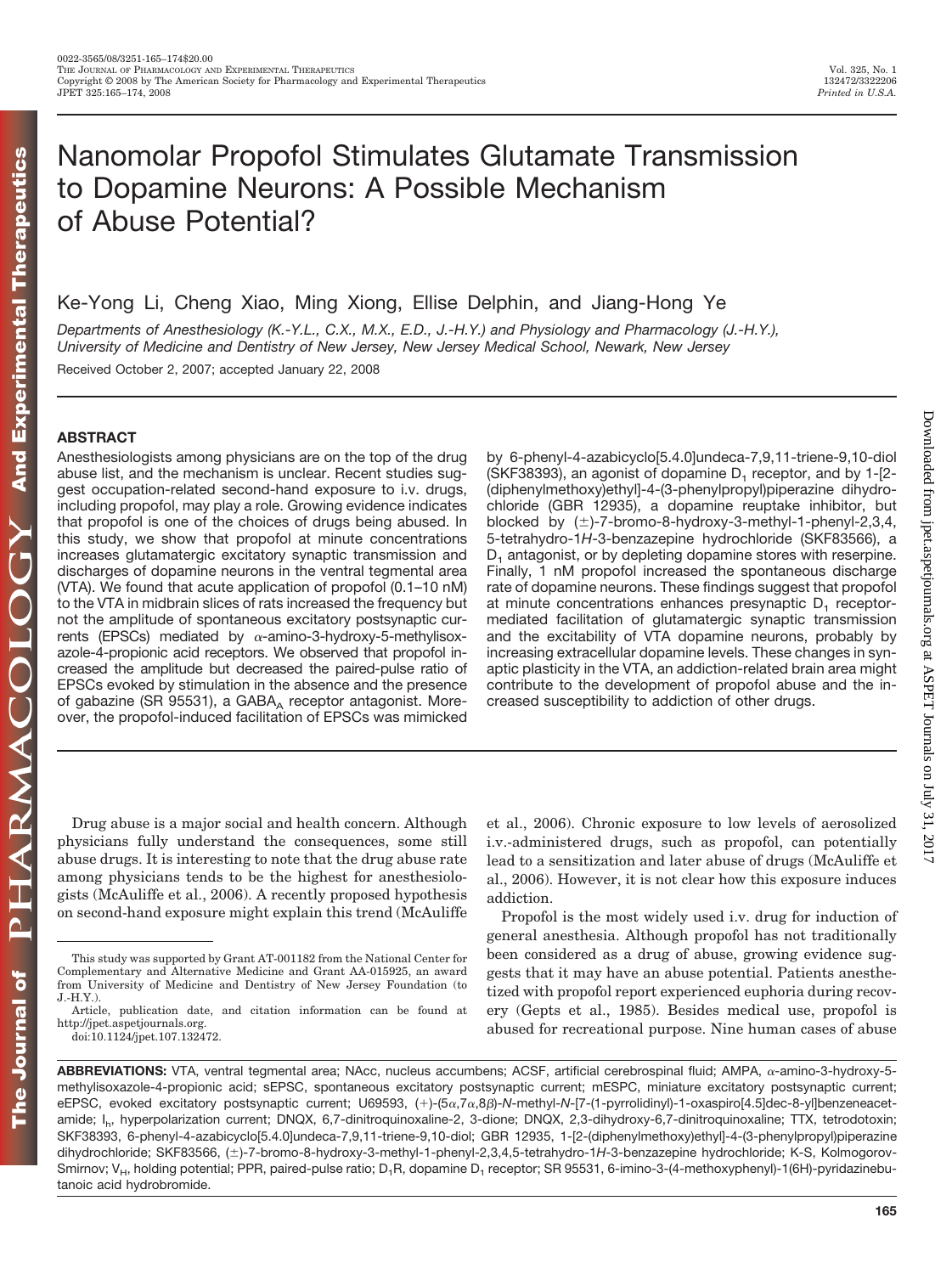# Nanomolar Propofol Stimulates Glutamate Transmission to Dopamine Neurons: A Possible Mechanism of Abuse Potential?

Ke-Yong Li, Cheng Xiao, Ming Xiong, Ellise Delphin, and Jiang-Hong Ye

*Departments of Anesthesiology (K.-Y.L., C.X., M.X., E.D., J.-H.Y.) and Physiology and Pharmacology (J.-H.Y.), University of Medicine and Dentistry of New Jersey, New Jersey Medical School, Newark, New Jersey*

Received October 2, 2007; accepted January 22, 2008

## ABSTRACT

Anesthesiologists among physicians are on the top of the drug abuse list, and the mechanism is unclear. Recent studies suggest occupation-related second-hand exposure to i.v. drugs, including propofol, may play a role. Growing evidence indicates that propofol is one of the choices of drugs being abused. In this study, we show that propofol at minute concentrations increases glutamatergic excitatory synaptic transmission and discharges of dopamine neurons in the ventral tegmental area (VTA). We found that acute application of propofol (0.1–10 nM) to the VTA in midbrain slices of rats increased the frequency but not the amplitude of spontaneous excitatory postsynaptic currents (EPSCs) mediated by α-amino-3-hydroxy-5-methylisoxazole-4-propionic acid receptors. We observed that propofol increased the amplitude but decreased the paired-pulse ratio of EPSCs evoked by stimulation in the absence and the presence of gabazine (SR 95531), a $GABA_A$ receptor antagonist. Moreover, the propofol-induced facilitation of EPSCs was mimicked by 6-phenyl-4-azabicyclo[5.4.0]undeca-7,9,11-triene-9,10-diol (SKF38393), an agonist of dopamine $D_1$ receptor, and by 1-[2-(diphenylmethoxy)ethyl]-4-(3-phenylpropyl)piperazine dihydrochloride (GBR 12935), a dopamine reuptake inhibitor, but blocked by (±)-7-bromo-8-hydroxy-3-methyl-1-phenyl-2,3,4,5-tetrahydro-1*H*-3-benzazepine hydrochloride (SKF83566), a $D_1$ antagonist, or by depleting dopamine stores with reserpine. Finally, 1 nM propofol increased the spontaneous discharge rate of dopamine neurons. These findings suggest that propofol at minute concentrations enhances presynaptic $D_1$ receptor-mediated facilitation of glutamatergic synaptic transmission and the excitability of VTA dopamine neurons, probably by increasing extracellular dopamine levels. These changes in synaptic plasticity in the VTA, an addiction-related brain area might contribute to the development of propofol abuse and the increased susceptibility to addiction of other drugs.

Drug abuse is a major social and health concern. Although physicians fully understand the consequences, some still abuse drugs. It is interesting to note that the drug abuse rate among physicians tends to be the highest for anesthesiologists (McAuliffe et al., 2006). A recently proposed hypothesis on second-hand exposure might explain this trend (McAuliffe et al., 2006). Chronic exposure to low levels of aerosolized i.v.-administered drugs, such as propofol, can potentially lead to a sensitization and later abuse of drugs (McAuliffe et al., 2006). However, it is not clear how this exposure induces addiction.

Propofol is the most widely used i.v. drug for induction of general anesthesia. Although propofol has not traditionally been considered as a drug of abuse, growing evidence suggests that it may have an abuse potential. Patients anesthetized with propofol report experienced euphoria during recovery (Gepts et al., 1985). Besides medical use, propofol is abused for recreational purpose. Nine human cases of abuse

---

This study was supported by Grant AT-001182 from the National Center for Complementary and Alternative Medicine and Grant AA-015925, an award from University of Medicine and Dentistry of New Jersey Foundation (to J.-H.Y.).

Article, publication date, and citation information can be found at http://jpet.aspetjournals.org.

doi:10.1124/jpet.107.132472.

**ABBREVIATIONS:** VTA, ventral tegmental area; NAcc, nucleus accumbens; ACSF, artificial cerebrospinal fluid; AMPA, α-amino-3-hydroxy-5-methylisoxazole-4-propionic acid; sEPSC, spontaneous excitatory postsynaptic current; mESPC, miniature excitatory postsynaptic current; eEPSC, evoked excitatory postsynaptic current; U69593, (+)-(5α,7α,8β)-*N*-methyl-*N*-[7-(1-pyrrolidinyl)-1-oxaspiro[4.5]dec-8-yl]benzeneacetamide; $I_h$, hyperpolarization current; DNQX, 6,7-dinitroquinoxaline-2, 3-dione; DNQX, 2,3-dihydroxy-6,7-dinitroquinoxaline; TTX, tetrodotoxin; SKF38393, 6-phenyl-4-azabicyclo[5.4.0]undeca-7,9,11-triene-9,10-diol; GBR 12935, 1-[2-(diphenylmethoxy)ethyl]-4-(3-phenylpropyl)piperazine dihydrochloride; SKF83566, (±)-7-bromo-8-hydroxy-3-methyl-1-phenyl-2,3,4,5-tetrahydro-1*H*-3-benzazepine hydrochloride; K-S, Kolmogorov-Smirnov; $V_H$, holding potential; PPR, paired-pulse ratio; $D_1R$, dopamine $D_1$ receptor; SR 95531, 6-imino-3-(4-methoxyphenyl)-1(6H)-pyridazinebutanoic acid hydrobromide.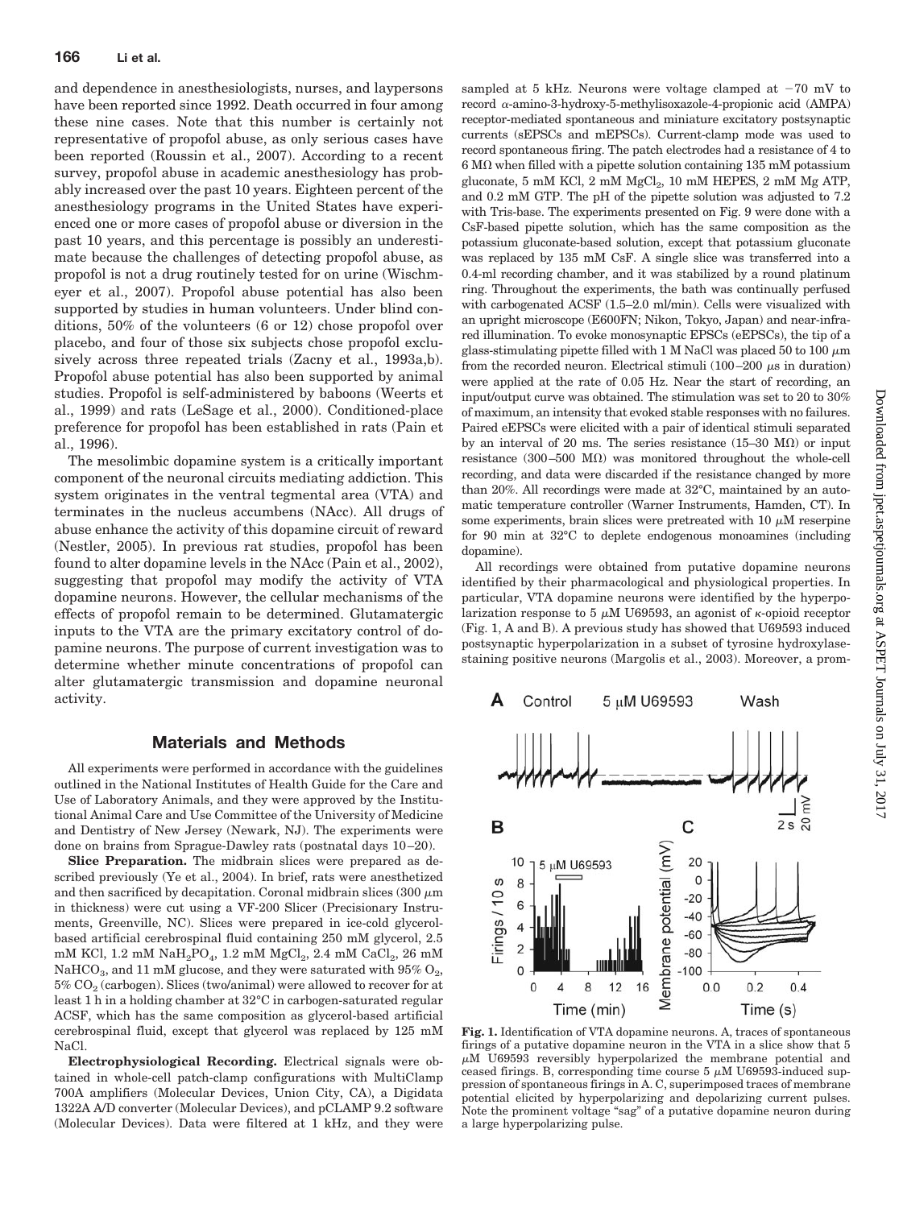and dependence in anesthesiologists, nurses, and laypersons have been reported since 1992. Death occurred in four among these nine cases. Note that this number is certainly not representative of propofol abuse, as only serious cases have been reported (Roussin et al., 2007). According to a recent survey, propofol abuse in academic anesthesiology has probably increased over the past 10 years. Eighteen percent of the anesthesiology programs in the United States have experienced one or more cases of propofol abuse or diversion in the past 10 years, and this percentage is possibly an underestimate because the challenges of detecting propofol abuse, as propofol is not a drug routinely tested for on urine (Wischmeyer et al., 2007). Propofol abuse potential has also been supported by studies in human volunteers. Under blind conditions, 50% of the volunteers (6 or 12) chose propofol over placebo, and four of those six subjects chose propofol exclusively across three repeated trials (Zacny et al., 1993a,b). Propofol abuse potential has also been supported by animal studies. Propofol is self-administered by baboons (Weerts et al., 1999) and rats (LeSage et al., 2000). Conditioned-place preference for propofol has been established in rats (Pain et al., 1996).

The mesolimbic dopamine system is a critically important component of the neuronal circuits mediating addiction. This system originates in the ventral tegmental area (VTA) and terminates in the nucleus accumbens (NAcc). All drugs of abuse enhance the activity of this dopamine circuit of reward (Nestler, 2005). In previous rat studies, propofol has been found to alter dopamine levels in the NAcc (Pain et al., 2002), suggesting that propofol may modify the activity of VTA dopamine neurons. However, the cellular mechanisms of the effects of propofol remain to be determined. Glutamatergic inputs to the VTA are the primary excitatory control of dopamine neurons. The purpose of current investigation was to determine whether minute concentrations of propofol can alter glutamatergic transmission and dopamine neuronal activity.

## Materials and Methods

All experiments were performed in accordance with the guidelines outlined in the National Institutes of Health Guide for the Care and Use of Laboratory Animals, and they were approved by the Institutional Animal Care and Use Committee of the University of Medicine and Dentistry of New Jersey (Newark, NJ). The experiments were done on brains from Sprague-Dawley rats (postnatal days 10–20).

**Slice Preparation.** The midbrain slices were prepared as described previously (Ye et al., 2004). In brief, rats were anesthetized and then sacrificed by decapitation. Coronal midbrain slices (300 $\mu$m in thickness) were cut using a VF-200 Slicer (Precisionary Instruments, Greenville, NC). Slices were prepared in ice-cold glycerol-based artificial cerebrospinal fluid containing 250 mM glycerol, 2.5 mM KCl, 1.2 mM $NaH_2PO_4$, 1.2 mM $MgCl_2$, 2.4 mM $CaCl_2$, 26 mM $NaHCO_3$, and 11 mM glucose, and they were saturated with 95% $O_2$, 5% $CO_2$ (carbogen). Slices (two/animal) were allowed to recover for at least 1 h in a holding chamber at 32°C in carbogen-saturated regular ACSF, which has the same composition as glycerol-based artificial cerebrospinal fluid, except that glycerol was replaced by 125 mM NaCl.

**Electrophysiological Recording.** Electrical signals were obtained in whole-cell patch-clamp configurations with MultiClamp 700A amplifiers (Molecular Devices, Union City, CA), a Digidata 1322A A/D converter (Molecular Devices), and pCLAMP 9.2 software (Molecular Devices). Data were filtered at 1 kHz, and they were sampled at 5 kHz. Neurons were voltage clamped at −70 mV to record α-amino-3-hydroxy-5-methylisoxazole-4-propionic acid (AMPA) receptor-mediated spontaneous and miniature excitatory postsynaptic currents (sEPSCs and mEPSCs). Current-clamp mode was used to record spontaneous firing. The patch electrodes had a resistance of 4 to 6 MΩ when filled with a pipette solution containing 135 mM potassium gluconate, 5 mM KCl, 2 mM $MgCl_2$, 10 mM HEPES, 2 mM Mg ATP, and 0.2 mM GTP. The pH of the pipette solution was adjusted to 7.2 with Tris-base. The experiments presented on Fig. 9 were done with a CsF-based pipette solution, which has the same composition as the potassium gluconate-based solution, except that potassium gluconate was replaced by 135 mM CsF. A single slice was transferred into a 0.4-ml recording chamber, and it was stabilized by a round platinum ring. Throughout the experiments, the bath was continually perfused with carbogenated ACSF (1.5–2.0 ml/min). Cells were visualized with an upright microscope (E600FN; Nikon, Tokyo, Japan) and near-infrared illumination. To evoke monosynaptic EPSCs (eEPSCs), the tip of a glass-stimulating pipette filled with 1 M NaCl was placed 50 to 100 $\mu$m from the recorded neuron. Electrical stimuli (100–200 $\mu$s in duration) were applied at the rate of 0.05 Hz. Near the start of recording, an input/output curve was obtained. The stimulation was set to 20 to 30% of maximum, an intensity that evoked stable responses with no failures. Paired eEPSCs were elicited with a pair of identical stimuli separated by an interval of 20 ms. The series resistance (15–30 MΩ) or input resistance (300–500 MΩ) was monitored throughout the whole-cell recording, and data were discarded if the resistance changed by more than 20%. All recordings were made at 32°C, maintained by an automatic temperature controller (Warner Instruments, Hamden, CT). In some experiments, brain slices were pretreated with 10 $\mu$M reserpine for 90 min at 32°C to deplete endogenous monoamines (including dopamine).

All recordings were obtained from putative dopamine neurons identified by their pharmacological and physiological properties. In particular, VTA dopamine neurons were identified by the hyperpolarization response to 5 $\mu$M U69593, an agonist of κ-opioid receptor (Fig. 1, A and B). A previous study has showed that U69593 induced postsynaptic hyperpolarization in a subset of tyrosine hydroxylase-staining positive neurons (Margolis et al., 2003). Moreover, a prom-

**Fig. 1.** Identification of VTA dopamine neurons. A, traces of spontaneous firings of a putative dopamine neuron in the VTA in a slice show that 5 $\mu$M U69593 reversibly hyperpolarized the membrane potential and ceased firings. B, corresponding time course 5 $\mu$M U69593-induced suppression of spontaneous firings in A. C, superimposed traces of membrane potential elicited by hyperpolarizing and depolarizing current pulses. Note the prominent voltage "sag" of a putative dopamine neuron during a large hyperpolarizing pulse.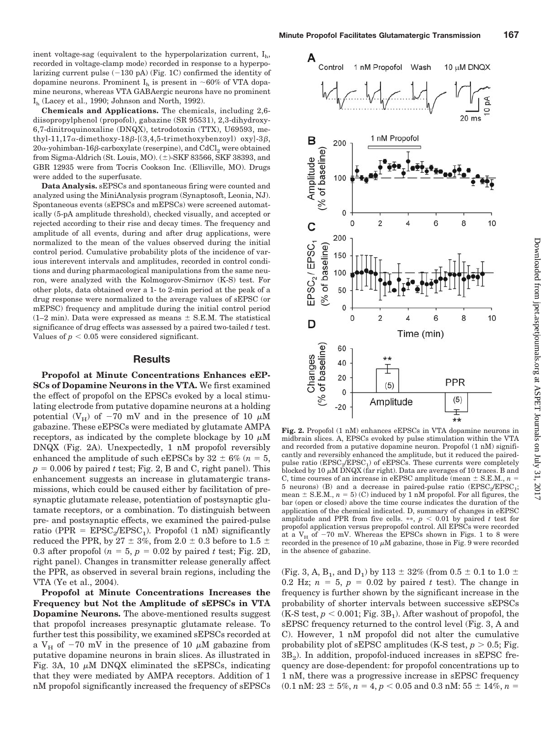inent voltage-sag (equivalent to the hyperpolarization current, $I_h$, recorded in voltage-clamp mode) recorded in response to a hyperpolarizing current pulse (−130 pA) (Fig. 1C) confirmed the identity of dopamine neurons. Prominent $I_h$ is present in ~60% of VTA dopamine neurons, whereas VTA GABAergic neurons have no prominent $I_h$ (Lacey et al., 1990; Johnson and North, 1992).

**Chemicals and Applications.** The chemicals, including 2,6-diisopropylphenol (propofol), gabazine (SR 95531), 2,3-dihydroxy-6,7-dinitroquinoxaline (DNQX), tetrodotoxin (TTX), U69593, methyl-11,17α-dimethoxy-18β-[(3,4,5-trimethoxybenzoyl) oxy]-3β, 20α-yohimban-16β-carboxylate (reserpine), and $CdCl_2$ were obtained from Sigma-Aldrich (St. Louis, MO). (±)-SKF 83566, SKF 38393, and GBR 12935 were from Tocris Cookson Inc. (Ellisville, MO). Drugs were added to the superfusate.

**Data Analysis.** sEPSCs and spontaneous firing were counted and analyzed using the MiniAnalysis program (Synaptosoft, Leonia, NJ). Spontaneous events (sEPSCs and mEPSCs) were screened automatically (5-pA amplitude threshold), checked visually, and accepted or rejected according to their rise and decay times. The frequency and amplitude of all events, during and after drug applications, were normalized to the mean of the values observed during the initial control period. Cumulative probability plots of the incidence of various interevent intervals and amplitudes, recorded in control conditions and during pharmacological manipulations from the same neuron, were analyzed with the Kolmogorov-Smirnov (K-S) test. For other plots, data obtained over a 1- to 2-min period at the peak of a drug response were normalized to the average values of sEPSC (or mEPSC) frequency and amplitude during the initial control period (1–2 min). Data were expressed as means ± S.E.M. The statistical significance of drug effects was assessed by a paired two-tailed $t$ test. Values of $p < 0.05$ were considered significant.

## Results

**Propofol at Minute Concentrations Enhances eEPSCs of Dopamine Neurons in the VTA.** We first examined the effect of propofol on the EPSCs evoked by a local stimulating electrode from putative dopamine neurons at a holding potential ($V_H$) of −70 mV and in the presence of 10 μM gabazine. These eEPSCs were mediated by glutamate AMPA receptors, as indicated by the complete blockage by 10 μM DNQX (Fig. 2A). Unexpectedly, 1 nM propofol reversibly enhanced the amplitude of such eEPSCs by 32 ± 6% ($n = 5$, $p = 0.006$ by paired $t$ test; Fig. 2, B and C, right panel). This enhancement suggests an increase in glutamatergic transmissions, which could be caused either by facilitation of presynaptic glutamate release, potentiation of postsynaptic glutamate receptors, or a combination. To distinguish between pre- and postsynaptic effects, we examined the paired-pulse ratio (PPR = $EPSC_2/EPSC_1$). Propofol (1 nM) significantly reduced the PPR, by 27 ± 3%, from 2.0 ± 0.3 before to 1.5 ± 0.3 after propofol ($n = 5$, $p = 0.02$ by paired $t$ test; Fig. 2D, right panel). Changes in transmitter release generally affect the PPR, as observed in several brain regions, including the VTA (Ye et al., 2004).

**Propofol at Minute Concentrations Increases the Frequency but Not the Amplitude of sEPSCs in VTA Dopamine Neurons.** The above-mentioned results suggest that propofol increases presynaptic glutamate release. To further test this possibility, we examined sEPSCs recorded at a $V_H$ of −70 mV in the presence of 10 μM gabazine from putative dopamine neurons in brain slices. As illustrated in Fig. 3A, 10 μM DNQX eliminated the sEPSCs, indicating that they were mediated by AMPA receptors. Addition of 1 nM propofol significantly increased the frequency of sEPSCs (Fig. 3, A, $B_1$, and $D_1$) by 113 ± 32% (from 0.5 ± 0.1 to 1.0 ± 0.2 Hz; $n = 5$, $p = 0.02$ by paired $t$ test). The change in frequency is further shown by the significant increase in the probability of shorter intervals between successive sEPSCs (K-S test, $p < 0.001$; Fig. $3B_1$). After washout of propofol, the sEPSC frequency returned to the control level (Fig. 3, A and C). However, 1 nM propofol did not alter the cumulative probability plot of sEPSC amplitudes (K-S test, $p > 0.5$; Fig. $3B_2$). In addition, propofol-induced increases in sEPSC frequency are dose-dependent: for propofol concentrations up to 1 nM, there was a progressive increase in sEPSC frequency (0.1 nM: 23 ± 5%, $n = 4$, $p < 0.05$ and 0.3 nM: 55 ± 14%, $n =$

**Fig. 2.** Propofol (1 nM) enhances eEPSCs in VTA dopamine neurons in midbrain slices. A, EPSCs evoked by pulse stimulation within the VTA and recorded from a putative dopamine neuron. Propofol (1 nM) significantly and reversibly enhanced the amplitude, but it reduced the paired-pulse ratio ($EPSC_2/EPSC_1$) of eEPSCs. These currents were completely blocked by 10 μM DNQX (far right). Data are averages of 10 traces. B and C, time courses of an increase in eEPSC amplitude (mean ± S.E.M., $n = 5$ neurons) (B) and a decrease in paired-pulse ratio ($EPSC_2/EPSC_1$; mean ± S.E.M., $n = 5$) (C) induced by 1 nM propofol. For all figures, the bar (open or closed) above the time course indicates the duration of the application of the chemical indicated. D, summary of changes in eEPSC amplitude and PPR from five cells. **, $p < 0.01$ by paired $t$ test for propofol application versus prepropofol control. All EPSCs were recorded at a $V_H$ of −70 mV. Whereas the EPSCs shown in Figs. 1 to 8 were recorded in the presence of 10 μM gabazine, those in Fig. 9 were recorded in the absence of gabazine.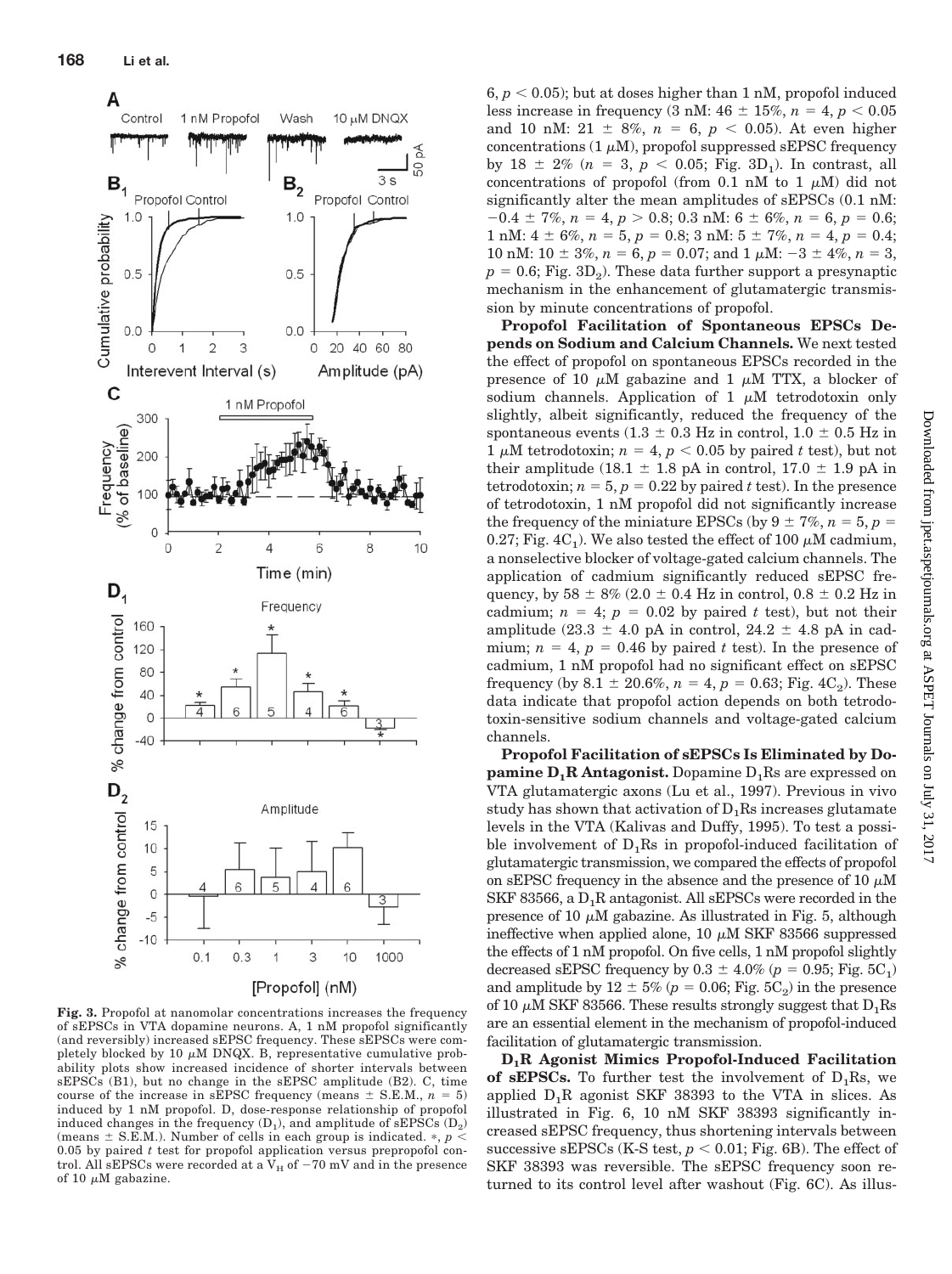**Fig. 3.** Propofol at nanomolar concentrations increases the frequency of sEPSCs in VTA dopamine neurons. A, 1 nM propofol significantly (and reversibly) increased sEPSC frequency. These sEPSCs were completely blocked by 10 μM DNQX. B, representative cumulative probability plots show increased incidence of shorter intervals between sEPSCs (B1), but no change in the sEPSC amplitude (B2). C, time course of the increase in sEPSC frequency (means ± S.E.M., $n = 5$) induced by 1 nM propofol. D, dose-response relationship of propofol induced changes in the frequency ($D_1$), and amplitude of sEPSCs ($D_2$) (means ± S.E.M.). Number of cells in each group is indicated. *, $p < 0.05$ by paired $t$ test for propofol application versus prepropofol control. All sEPSCs were recorded at a $V_H$ of −70 mV and in the presence of 10 μM gabazine.

6, $p < 0.05$); but at doses higher than 1 nM, propofol induced less increase in frequency (3 nM: 46 ± 15%, $n = 4$, $p < 0.05$ and 10 nM: 21 ± 8%, $n = 6$, $p < 0.05$). At even higher concentrations (1 μM), propofol suppressed sEPSC frequency by 18 ± 2% ($n = 3$, $p < 0.05$; Fig. 3D$_1$). In contrast, all concentrations of propofol (from 0.1 nM to 1 μM) did not significantly alter the mean amplitudes of sEPSCs (0.1 nM: −0.4 ± 7%, $n = 4$, $p > 0.8$; 0.3 nM: 6 ± 6%, $n = 6$, $p = 0.6$; 1 nM: 4 ± 6%, $n = 5$, $p = 0.8$; 3 nM: 5 ± 7%, $n = 4$, $p = 0.4$; 10 nM: 10 ± 3%, $n = 6$, $p = 0.07$; and 1 μM: −3 ± 4%, $n = 3$, $p = 0.6$; Fig. 3D$_2$). These data further support a presynaptic mechanism in the enhancement of glutamatergic transmission by minute concentrations of propofol.

**Propofol Facilitation of Spontaneous EPSCs Depends on Sodium and Calcium Channels.** We next tested the effect of propofol on spontaneous EPSCs recorded in the presence of 10 μM gabazine and 1 μM TTX, a blocker of sodium channels. Application of 1 μM tetrodotoxin only slightly, albeit significantly, reduced the frequency of the spontaneous events (1.3 ± 0.3 Hz in control, 1.0 ± 0.5 Hz in 1 μM tetrodotoxin; $n = 4$, $p < 0.05$ by paired $t$ test), but not their amplitude (18.1 ± 1.8 pA in control, 17.0 ± 1.9 pA in tetrodotoxin; $n = 5$, $p = 0.22$ by paired $t$ test). In the presence of tetrodotoxin, 1 nM propofol did not significantly increase the frequency of the miniature EPSCs (by 9 ± 7%, $n = 5$, $p = 0.27$; Fig. 4C$_1$). We also tested the effect of 100 μM cadmium, a nonselective blocker of voltage-gated calcium channels. The application of cadmium significantly reduced sEPSC frequency, by 58 ± 8% (2.0 ± 0.4 Hz in control, 0.8 ± 0.2 Hz in cadmium; $n = 4$; $p = 0.02$ by paired $t$ test), but not their amplitude (23.3 ± 4.0 pA in control, 24.2 ± 4.8 pA in cadmium; $n = 4$, $p = 0.46$ by paired $t$ test). In the presence of cadmium, 1 nM propofol had no significant effect on sEPSC frequency (by 8.1 ± 20.6%, $n = 4$, $p = 0.63$; Fig. 4C$_2$). These data indicate that propofol action depends on both tetrodotoxin-sensitive sodium channels and voltage-gated calcium channels.

**Propofol Facilitation of sEPSCs Is Eliminated by Dopamine $D_1R$ Antagonist.** Dopamine $D_1Rs$ are expressed on VTA glutamatergic axons (Lu et al., 1997). Previous in vivo study has shown that activation of $D_1Rs$ increases glutamate levels in the VTA (Kalivas and Duffy, 1995). To test a possible involvement of $D_1Rs$ in propofol-induced facilitation of glutamatergic transmission, we compared the effects of propofol on sEPSC frequency in the absence and the presence of 10 μM SKF 83566, a $D_1R$ antagonist. All sEPSCs were recorded in the presence of 10 μM gabazine. As illustrated in Fig. 5, although ineffective when applied alone, 10 μM SKF 83566 suppressed the effects of 1 nM propofol. On five cells, 1 nM propofol slightly decreased sEPSC frequency by 0.3 ± 4.0% ($p = 0.95$; Fig. 5C$_1$) and amplitude by 12 ± 5% ($p = 0.06$; Fig. 5C$_2$) in the presence of 10 μM SKF 83566. These results strongly suggest that $D_1Rs$ are an essential element in the mechanism of propofol-induced facilitation of glutamatergic transmission.

**$D_1R$ Agonist Mimics Propofol-Induced Facilitation of sEPSCs.** To further test the involvement of $D_1Rs$, we applied $D_1R$ agonist SKF 38393 to the VTA in slices. As illustrated in Fig. 6, 10 nM SKF 38393 significantly increased sEPSC frequency, thus shortening intervals between successive sEPSCs (K-S test, $p < 0.01$; Fig. 6B). The effect of SKF 38393 was reversible. The sEPSC frequency soon returned to its control level after washout (Fig. 6C). As illus-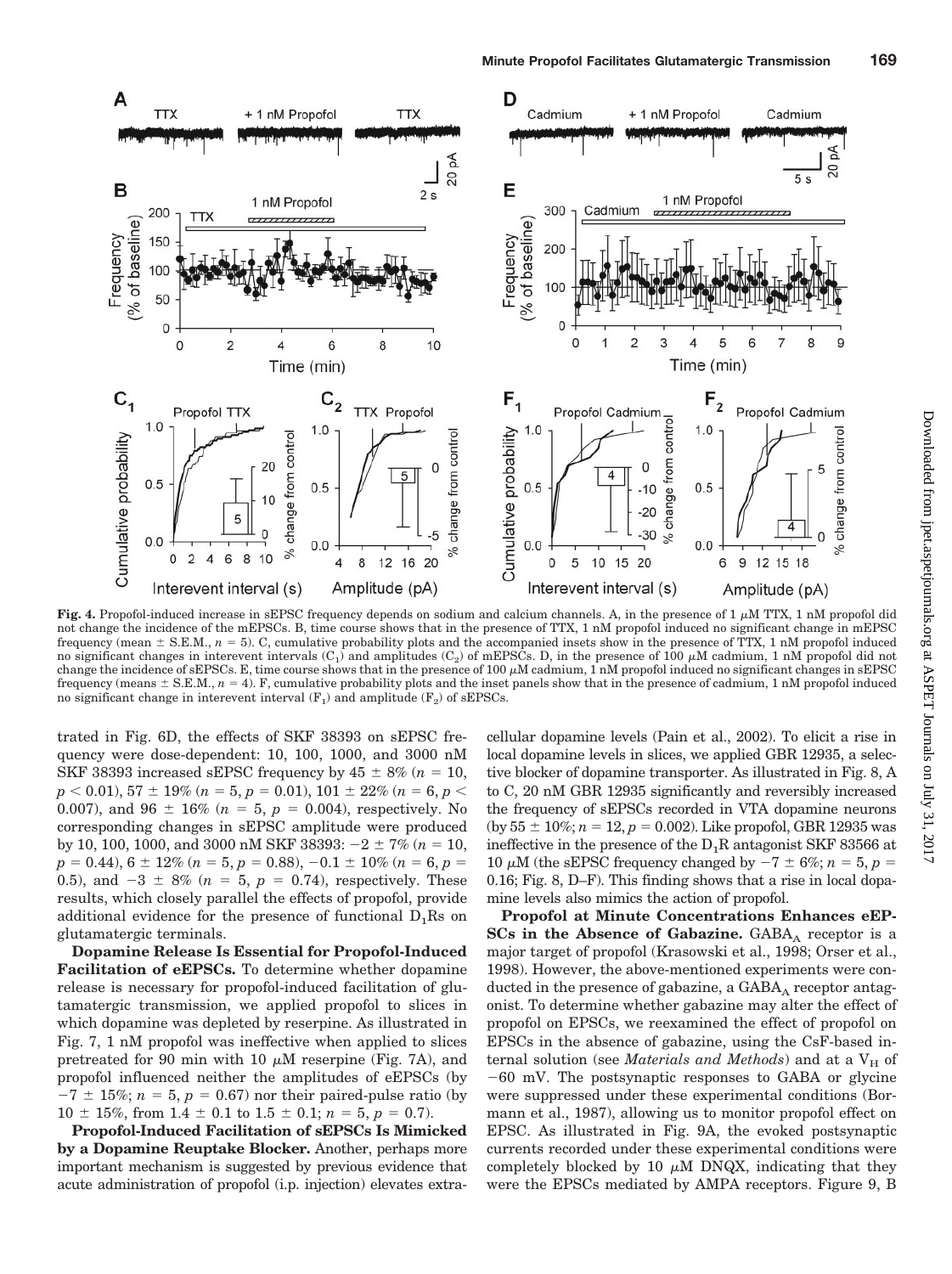**Fig. 4.** Propofol-induced increase in sEPSC frequency depends on sodium and calcium channels. A, in the presence of 1 μM TTX, 1 nM propofol did not change the incidence of the mEPSCs. B, time course shows that in the presence of TTX, 1 nM propofol induced no significant change in mEPSC frequency (mean ± S.E.M., $n = 5$). C, cumulative probability plots and the accompanied insets show in the presence of TTX, 1 nM propofol induced no significant changes in interevent intervals ($C_1$) and amplitudes ($C_2$) of mEPSCs. D, in the presence of 100 μM cadmium, 1 nM propofol did not change the incidence of sEPSCs. E, time course shows that in the presence of 100 μM cadmium, 1 nM propofol induced no significant changes in sEPSC frequency (means ± S.E.M., $n = 4$). F, cumulative probability plots and the inset panels show that in the presence of cadmium, 1 nM propofol induced no significant change in interevent interval ($F_1$) and amplitude ($F_2$) of sEPSCs.

trated in Fig. 6D, the effects of SKF 38393 on sEPSC frequency were dose-dependent: 10, 100, 1000, and 3000 nM SKF 38393 increased sEPSC frequency by 45 ± 8% ($n = 10$, $p < 0.01$), 57 ± 19% ($n = 5$, $p = 0.01$), 101 ± 22% ($n = 6$, $p < 0.007$), and 96 ± 16% ($n = 5$, $p = 0.004$), respectively. No corresponding changes in sEPSC amplitude were produced by 10, 100, 1000, and 3000 nM SKF 38393: −2 ± 7% ($n = 10$, $p = 0.44$), 6 ± 12% ($n = 5$, $p = 0.88$), −0.1 ± 10% ($n = 6$, $p = 0.5$), and −3 ± 8% ($n = 5$, $p = 0.74$), respectively. These results, which closely parallel the effects of propofol, provide additional evidence for the presence of functional $D_1$Rs on glutamatergic terminals.

**Dopamine Release Is Essential for Propofol-Induced Facilitation of eEPSCs.** To determine whether dopamine release is necessary for propofol-induced facilitation of glutamatergic transmission, we applied propofol to slices in which dopamine was depleted by reserpine. As illustrated in Fig. 7, 1 nM propofol was ineffective when applied to slices pretreated for 90 min with 10 μM reserpine (Fig. 7A), and propofol influenced neither the amplitudes of eEPSCs (by −7 ± 15%; $n = 5$, $p = 0.67$) nor their paired-pulse ratio (by 10 ± 15%, from 1.4 ± 0.1 to 1.5 ± 0.1; $n = 5$, $p = 0.7$).

**Propofol-Induced Facilitation of sEPSCs Is Mimicked by a Dopamine Reuptake Blocker.** Another, perhaps more important mechanism is suggested by previous evidence that acute administration of propofol (i.p. injection) elevates extracellular dopamine levels (Pain et al., 2002). To elicit a rise in local dopamine levels in slices, we applied GBR 12935, a selective blocker of dopamine transporter. As illustrated in Fig. 8, A to C, 20 nM GBR 12935 significantly and reversibly increased the frequency of sEPSCs recorded in VTA dopamine neurons (by 55 ± 10%; $n = 12$, $p = 0.002$). Like propofol, GBR 12935 was ineffective in the presence of the $D_1$R antagonist SKF 83566 at 10 μM (the sEPSC frequency changed by −7 ± 6%; $n = 5$, $p = 0.16$; Fig. 8, D–F). This finding shows that a rise in local dopamine levels also mimics the action of propofol.

**Propofol at Minute Concentrations Enhances eEPSCs in the Absence of Gabazine.** $GABA_A$ receptor is a major target of propofol (Krasowski et al., 1998; Orser et al., 1998). However, the above-mentioned experiments were conducted in the presence of gabazine, a $GABA_A$ receptor antagonist. To determine whether gabazine may alter the effect of propofol on EPSCs, we reexamined the effect of propofol on EPSCs in the absence of gabazine, using the CsF-based internal solution (see *Materials and Methods*) and at a $V_H$ of −60 mV. The postsynaptic responses to GABA or glycine were suppressed under these experimental conditions (Bormann et al., 1987), allowing us to monitor propofol effect on EPSC. As illustrated in Fig. 9A, the evoked postsynaptic currents recorded under these experimental conditions were completely blocked by 10 μM DNQX, indicating that they were the EPSCs mediated by AMPA receptors. Figure 9, B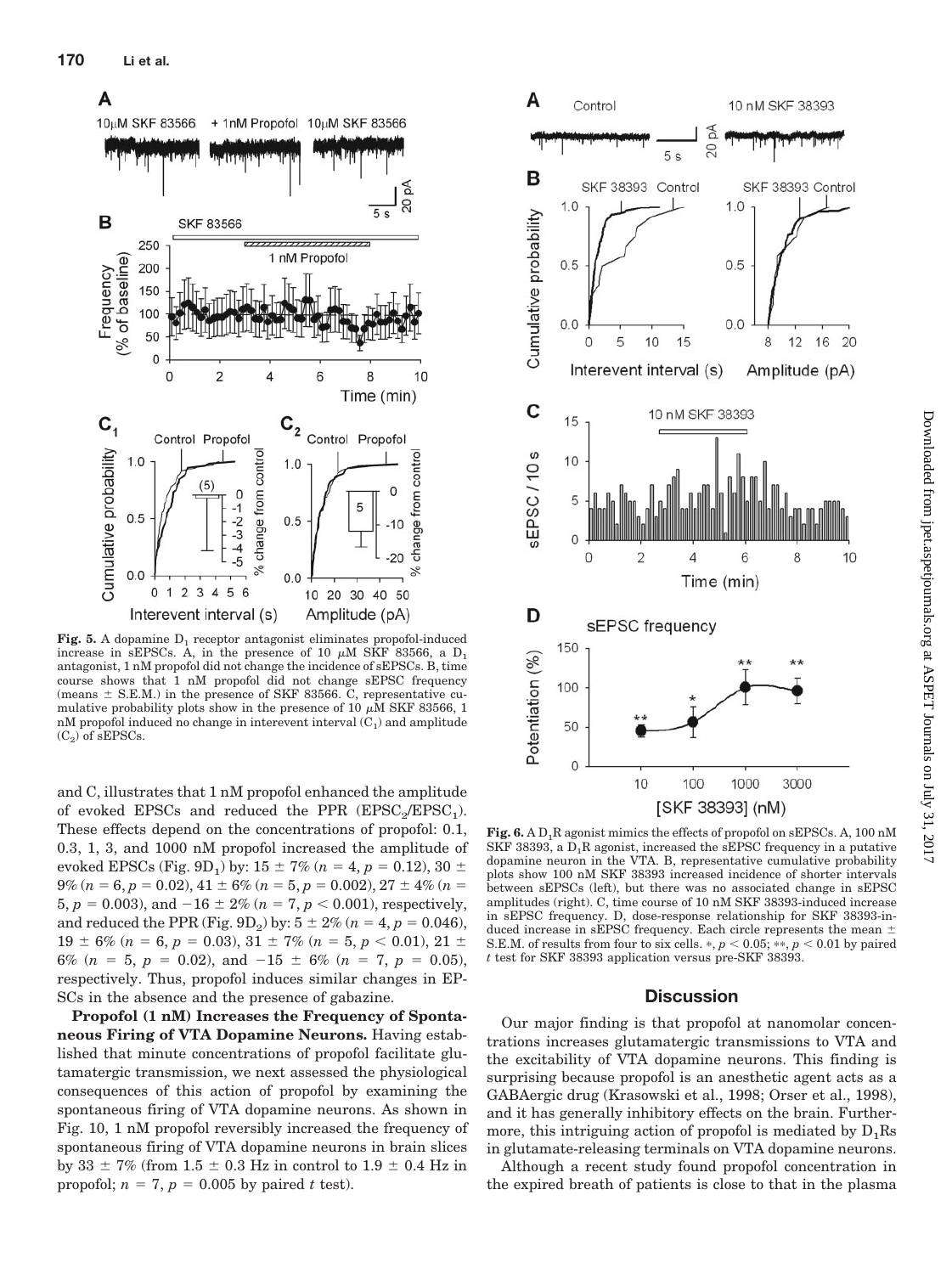**Fig. 5.** A dopamine $D_1$ receptor antagonist eliminates propofol-induced increase in sEPSCs. A, in the presence of 10 μM SKF 83566, a $D_1$ antagonist, 1 nM propofol did not change the incidence of sEPSCs. B, time course shows that 1 nM propofol did not change sEPSC frequency (means ± S.E.M.) in the presence of SKF 83566. C, representative cumulative probability plots show in the presence of 10 μM SKF 83566, 1 nM propofol induced no change in interevent interval ($C_1$) and amplitude ($C_2$) of sEPSCs.

and C, illustrates that 1 nM propofol enhanced the amplitude of evoked EPSCs and reduced the PPR ($EPSC_2/EPSC_1$). These effects depend on the concentrations of propofol: 0.1, 0.3, 1, 3, and 1000 nM propofol increased the amplitude of evoked EPSCs (Fig. 9$D_1$) by: 15 ± 7% ($n = 4$, $p = 0.12$), 30 ± 9% ($n = 6$, $p = 0.02$), 41 ± 6% ($n = 5$, $p = 0.002$), 27 ± 4% ($n = 5$, $p = 0.003$), and −16 ± 2% ($n = 7$, $p < 0.001$), respectively, and reduced the PPR (Fig. 9$D_2$) by: 5 ± 2% ($n = 4$, $p = 0.046$), 19 ± 6% ($n = 6$, $p = 0.03$), 31 ± 7% ($n = 5$, $p < 0.01$), 21 ± 6% ($n = 5$, $p = 0.02$), and −15 ± 6% ($n = 7$, $p = 0.05$), respectively. Thus, propofol induces similar changes in EPSCs in the absence and the presence of gabazine.

**Propofol (1 nM) Increases the Frequency of Spontaneous Firing of VTA Dopamine Neurons.** Having established that minute concentrations of propofol facilitate glutamatergic transmission, we next assessed the physiological consequences of this action of propofol by examining the spontaneous firing of VTA dopamine neurons. As shown in Fig. 10, 1 nM propofol reversibly increased the frequency of spontaneous firing of VTA dopamine neurons in brain slices by 33 ± 7% (from 1.5 ± 0.3 Hz in control to 1.9 ± 0.4 Hz in propofol; $n = 7$, $p = 0.005$ by paired $t$ test).

**Fig. 6.** A $D_1$R agonist mimics the effects of propofol on sEPSCs. A, 100 nM SKF 38393, a $D_1$R agonist, increased the sEPSC frequency in a putative dopamine neuron in the VTA. B, representative cumulative probability plots show 100 nM SKF 38393 increased incidence of shorter intervals between sEPSCs (left), but there was no associated change in sEPSC amplitudes (right). C, time course of 10 nM SKF 38393-induced increase in sEPSC frequency. D, dose-response relationship for SKF 38393-induced increase in sEPSC frequency. Each circle represents the mean ± S.E.M. of results from four to six cells. *, $p < 0.05$; **, $p < 0.01$ by paired $t$ test for SKF 38393 application versus pre-SKF 38393.

## Discussion

Our major finding is that propofol at nanomolar concentrations increases glutamatergic transmissions to VTA and the excitability of VTA dopamine neurons. This finding is surprising because propofol is an anesthetic agent acts as a GABAergic drug (Krasowski et al., 1998; Orser et al., 1998), and it has generally inhibitory effects on the brain. Furthermore, this intriguing action of propofol is mediated by $D_1$Rs in glutamate-releasing terminals on VTA dopamine neurons.

Although a recent study found propofol concentration in the expired breath of patients is close to that in the plasma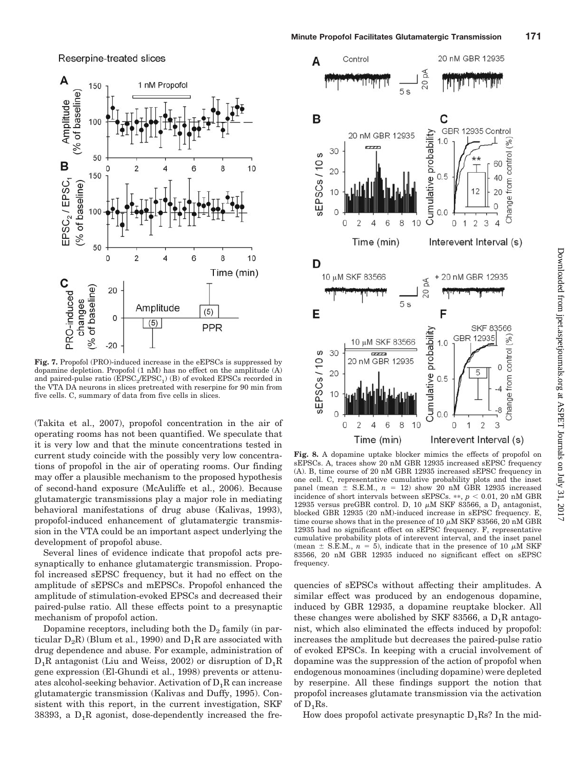Reserpine-treated slices

**Fig. 7.** Propofol (PRO)-induced increase in the eEPSCs is suppressed by dopamine depletion. Propofol (1 nM) has no effect on the amplitude (A) and paired-pulse ratio ($EPSC_2/EPSC_1$) (B) of evoked EPSCs recorded in the VTA DA neurons in slices pretreated with reserpine for 90 min from five cells. C, summary of data from five cells in slices.

**Fig. 8.** A dopamine uptake blocker mimics the effects of propofol on sEPSCs. A, traces show 20 nM GBR 12935 increased sEPSC frequency (A). B, time course of 20 nM GBR 12935 increased sEPSC frequency in one cell. C, representative cumulative probability plots and the inset panel (mean ± S.E.M., $n = 12$) show 20 nM GBR 12935 increased incidence of short intervals between sEPSCs. **, $p < 0.01$, 20 nM GBR 12935 versus preGBR control. D, 10 μM SKF 83566, a $D_1$ antagonist, blocked GBR 12935 (20 nM)-induced increase in sEPSC frequency. E, time course shows that in the presence of 10 μM SKF 83566, 20 nM GBR 12935 had no significant effect on sEPSC frequency. F, representative cumulative probability plots of interevent interval, and the inset panel (mean ± S.E.M., $n = 5$), indicate that in the presence of 10 μM SKF 83566, 20 nM GBR 12935 induced no significant effect on sEPSC frequency.

(Takita et al., 2007), propofol concentration in the air of operating rooms has not been quantified. We speculate that it is very low and that the minute concentrations tested in current study coincide with the possibly very low concentrations of propofol in the air of operating rooms. Our finding may offer a plausible mechanism to the proposed hypothesis of second-hand exposure (McAuliffe et al., 2006). Because glutamatergic transmissions play a major role in mediating behavioral manifestations of drug abuse (Kalivas, 1993), propofol-induced enhancement of glutamatergic transmission in the VTA could be an important aspect underlying the development of propofol abuse.

Several lines of evidence indicate that propofol acts presynaptically to enhance glutamatergic transmission. Propofol increased sEPSC frequency, but it had no effect on the amplitude of sEPSCs and mEPSCs. Propofol enhanced the amplitude of stimulation-evoked EPSCs and decreased their paired-pulse ratio. All these effects point to a presynaptic mechanism of propofol action.

Dopamine receptors, including both the $D_2$ family (in particular $D_2R$) (Blum et al., 1990) and $D_1R$ are associated with drug dependence and abuse. For example, administration of $D_1R$ antagonist (Liu and Weiss, 2002) or disruption of $D_1R$ gene expression (El-Ghundi et al., 1998) prevents or attenuates alcohol-seeking behavior. Activation of $D_1R$ can increase glutamatergic transmission (Kalivas and Duffy, 1995). Consistent with this report, in the current investigation, SKF 38393, a $D_1R$ agonist, dose-dependently increased the frequencies of sEPSCs without affecting their amplitudes. A similar effect was produced by an endogenous dopamine, induced by GBR 12935, a dopamine reuptake blocker. All these changes were abolished by SKF 83566, a $D_1R$ antagonist, which also eliminated the effects induced by propofol: increases the amplitude but decreases the paired-pulse ratio of evoked EPSCs. In keeping with a crucial involvement of dopamine was the suppression of the action of propofol when endogenous monoamines (including dopamine) were depleted by reserpine. All these findings support the notion that propofol increases glutamate transmission via the activation of $D_1Rs$.

How does propofol activate presynaptic $D_1Rs$? In the mid-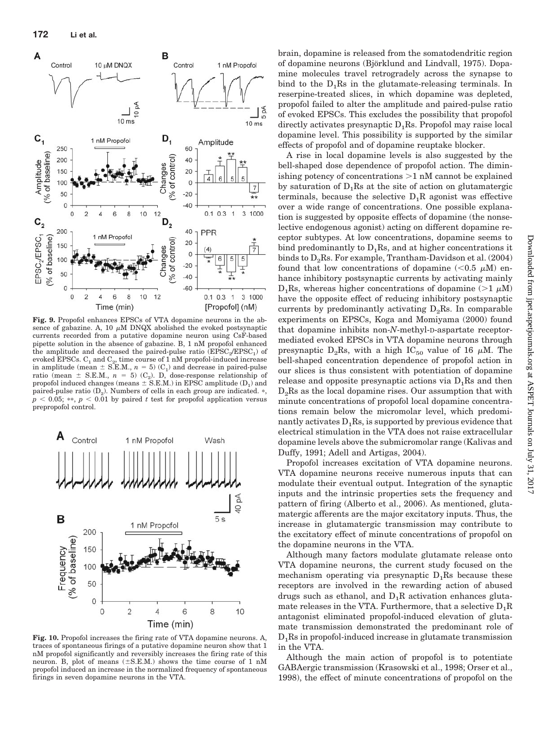**Fig. 9.** Propofol enhances EPSCs of VTA dopamine neurons in the absence of gabazine. A, 10 μM DNQX abolished the evoked postsynaptic currents recorded from a putative dopamine neuron using CsF-based pipette solution in the absence of gabazine. B, 1 nM propofol enhanced the amplitude and decreased the paired-pulse ratio ($EPSC_2/EPSC_1$) of evoked EPSCs. $C_1$ and $C_2$, time course of 1 nM propofol-induced increase in amplitude (mean ± S.E.M., $n = 5$) ($C_1$) and decrease in paired-pulse ratio (mean ± S.E.M., $n = 5$) ($C_2$). D, dose-response relationship of propofol induced changes (means ± S.E.M.) in EPSC amplitude ($D_1$) and paired-pulse ratio ($D_2$). Numbers of cells in each group are indicated. *, $p < 0.05$; **, $p < 0.01$ by paired $t$ test for propofol application versus prepropofol control.

**Fig. 10.** Propofol increases the firing rate of VTA dopamine neurons. A, traces of spontaneous firings of a putative dopamine neuron show that 1 nM propofol significantly and reversibly increases the firing rate of this neuron. B, plot of means (±S.E.M.) shows the time course of 1 nM propofol induced an increase in the normalized frequency of spontaneous firings in seven dopamine neurons in the VTA.

brain, dopamine is released from the somatodendritic region of dopamine neurons (Björklund and Lindvall, 1975). Dopamine molecules travel retrogradely across the synapse to bind to the $D_1Rs$ in the glutamate-releasing terminals. In reserpine-treated slices, in which dopamine was depleted, propofol failed to alter the amplitude and paired-pulse ratio of evoked EPSCs. This excludes the possibility that propofol directly activates presynaptic $D_1Rs$. Propofol may raise local dopamine level. This possibility is supported by the similar effects of propofol and of dopamine reuptake blocker.

A rise in local dopamine levels is also suggested by the bell-shaped dose dependence of propofol action. The diminishing potency of concentrations >1 nM cannot be explained by saturation of $D_1Rs$ at the site of action on glutamatergic terminals, because the selective $D_1R$ agonist was effective over a wide range of concentrations. One possible explanation is suggested by opposite effects of dopamine (the nonselective endogenous agonist) acting on different dopamine receptor subtypes. At low concentrations, dopamine seems to bind predominantly to $D_1Rs$, and at higher concentrations it binds to $D_2Rs$. For example, Trantham-Davidson et al. (2004) found that low concentrations of dopamine (<0.5 μM) enhance inhibitory postsynaptic currents by activating mainly $D_1Rs$, whereas higher concentrations of dopamine (>1 μM) have the opposite effect of reducing inhibitory postsynaptic currents by predominantly activating $D_2Rs$. In comparable experiments on EPSCs, Koga and Momiyama (2000) found that dopamine inhibits non-N-methyl-D-aspartate receptor-mediated evoked EPSCs in VTA dopamine neurons through presynaptic $D_2Rs$, with a high $IC_{50}$ value of 16 μM. The bell-shaped concentration dependence of propofol action in our slices is thus consistent with potentiation of dopamine release and opposite presynaptic actions via $D_1Rs$ and then $D_2Rs$ as the local dopamine rises. Our assumption that with minute concentrations of propofol local dopamine concentrations remain below the micromolar level, which predominantly activates $D_1Rs$, is supported by previous evidence that electrical stimulation in the VTA does not raise extracellular dopamine levels above the submicromolar range (Kalivas and Duffy, 1991; Adell and Artigas, 2004).

Propofol increases excitation of VTA dopamine neurons. VTA dopamine neurons receive numerous inputs that can modulate their eventual output. Integration of the synaptic inputs and the intrinsic properties sets the frequency and pattern of firing (Alberto et al., 2006). As mentioned, glutamatergic afferents are the major excitatory inputs. Thus, the increase in glutamatergic transmission may contribute to the excitatory effect of minute concentrations of propofol on the dopamine neurons in the VTA.

Although many factors modulate glutamate release onto VTA dopamine neurons, the current study focused on the mechanism operating via presynaptic $D_1Rs$ because these receptors are involved in the rewarding action of abused drugs such as ethanol, and $D_1R$ activation enhances glutamate releases in the VTA. Furthermore, that a selective $D_1R$ antagonist eliminated propofol-induced elevation of glutamate transmission demonstrated the predominant role of $D_1Rs$ in propofol-induced increase in glutamate transmission in the VTA.

Although the main action of propofol is to potentiate GABAergic transmission (Krasowski et al., 1998; Orser et al., 1998), the effect of minute concentrations of propofol on the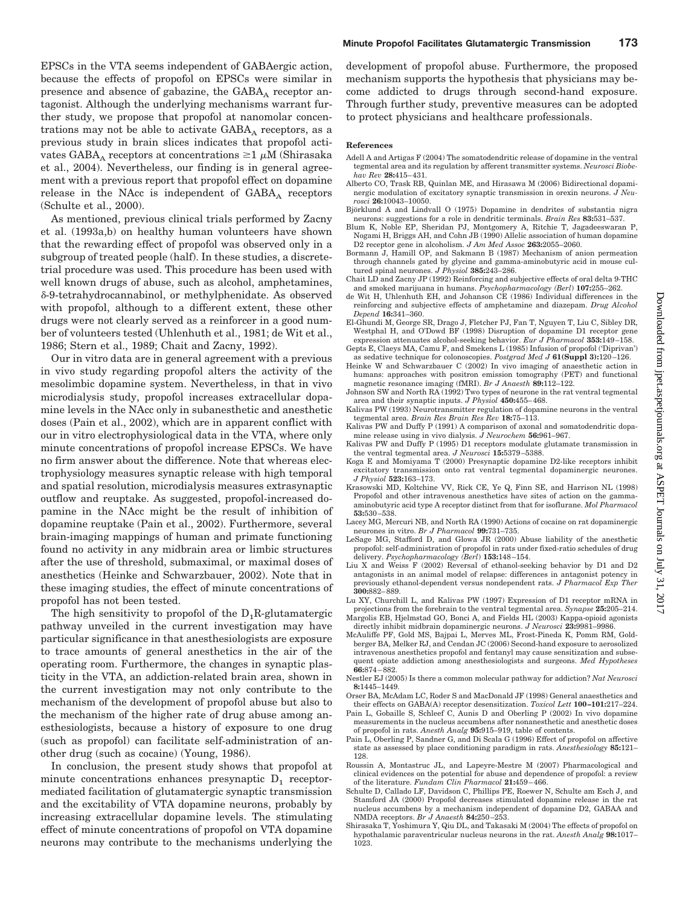EPSCs in the VTA seems independent of GABAergic action, because the effects of propofol on EPSCs were similar in presence and absence of gabazine, the $GABA_A$ receptor antagonist. Although the underlying mechanisms warrant further study, we propose that propofol at nanomolar concentrations may not be able to activate $GABA_A$ receptors, as a previous study in brain slices indicates that propofol activates $GABA_A$ receptors at concentrations $\geq 1\ \mu M$ (Shirasaka et al., 2004). Nevertheless, our finding is in general agreement with a previous report that propofol effect on dopamine release in the NAcc is independent of $GABA_A$ receptors (Schulte et al., 2000).

As mentioned, previous clinical trials performed by Zacny et al. (1993a,b) on healthy human volunteers have shown that the rewarding effect of propofol was observed only in a subgroup of treated people (half). In these studies, a discrete-trial procedure was used. This procedure has been used with well known drugs of abuse, such as alcohol, amphetamines, δ-9-tetrahydrocannabinol, or methylphenidate. As observed with propofol, although to a different extent, these other drugs were not clearly served as a reinforcer in a good number of volunteers tested (Uhlenhuth et al., 1981; de Wit et al., 1986; Stern et al., 1989; Chait and Zacny, 1992).

Our in vitro data are in general agreement with a previous in vivo study regarding propofol alters the activity of the mesolimbic dopamine system. Nevertheless, in that in vivo microdialysis study, propofol increases extracellular dopamine levels in the NAcc only in subanesthetic and anesthetic doses (Pain et al., 2002), which are in apparent conflict with our in vitro electrophysiological data in the VTA, where only minute concentrations of propofol increase EPSCs. We have no firm answer about the difference. Note that whereas electrophysiology measures synaptic release with high temporal and spatial resolution, microdialysis measures extrasynaptic outflow and reuptake. As suggested, propofol-increased dopamine in the NAcc might be the result of inhibition of dopamine reuptake (Pain et al., 2002). Furthermore, several brain-imaging mappings of human and primate functioning found no activity in any midbrain area or limbic structures after the use of threshold, submaximal, or maximal doses of anesthetics (Heinke and Schwarzbauer, 2002). Note that in these imaging studies, the effect of minute concentrations of propofol has not been tested.

The high sensitivity to propofol of the $D_1$R-glutamatergic pathway unveiled in the current investigation may have particular significance in that anesthesiologists are exposure to trace amounts of general anesthetics in the air of the operating room. Furthermore, the changes in synaptic plasticity in the VTA, an addiction-related brain area, shown in the current investigation may not only contribute to the mechanism of the development of propofol abuse but also to the mechanism of the higher rate of drug abuse among anesthesiologists, because a history of exposure to one drug (such as propofol) can facilitate self-administration of another drug (such as cocaine) (Young, 1986).

In conclusion, the present study shows that propofol at minute concentrations enhances presynaptic $D_1$ receptor-mediated facilitation of glutamatergic synaptic transmission and the excitability of VTA dopamine neurons, probably by increasing extracellular dopamine levels. The stimulating effect of minute concentrations of propofol on VTA dopamine neurons may contribute to the mechanisms underlying the development of propofol abuse. Furthermore, the proposed mechanism supports the hypothesis that physicians may become addicted to drugs through second-hand exposure. Through further study, preventive measures can be adopted to protect physicians and healthcare professionals.

## References

Adell A and Artigas F (2004) The somatodendritic release of dopamine in the ventral tegmental area and its regulation by afferent transmitter systems. *Neurosci Biobehav Rev* **28:**415–431.

Alberto CO, Trask RB, Quinlan ME, and Hirasawa M (2006) Bidirectional dopaminergic modulation of excitatory synaptic transmission in orexin neurons. *J Neurosci* **26:**10043–10050.

Björklund A and Lindvall O (1975) Dopamine in dendrites of substantia nigra neurons: suggestions for a role in dendritic terminals. *Brain Res* **83:**531–537.

Blum K, Noble EP, Sheridan PJ, Montgomery A, Ritchie T, Jagadeeswaran P, Nogami H, Briggs AH, and Cohn JB (1990) Allelic association of human dopamine D2 receptor gene in alcoholism. *J Am Med Assoc* **263:**2055–2060.

Bormann J, Hamill OP, and Sakmann B (1987) Mechanism of anion permeation through channels gated by glycine and gamma-aminobutyric acid in mouse cultured spinal neurones. *J Physiol* **385:**243–286.

Chait LD and Zacny JP (1992) Reinforcing and subjective effects of oral delta 9-THC and smoked marijuana in humans. *Psychopharmacology (Berl)* **107:**255–262.

de Wit H, Uhlenhuth EH, and Johanson CE (1986) Individual differences in the reinforcing and subjective effects of amphetamine and diazepam. *Drug Alcohol Depend* **16:**341–360.

El-Ghundi M, George SR, Drago J, Fletcher PJ, Fan T, Nguyen T, Liu C, Sibley DR, Westphal H, and O'Dowd BF (1998) Disruption of dopamine D1 receptor gene expression attenuates alcohol-seeking behavior. *Eur J Pharmacol* **353:**149–158.

Gepts E, Claeys MA, Camu F, and Smekens L (1985) Infusion of propofol ('Diprivan') as sedative technique for colonoscopies. *Postgrad Med J* **61(Suppl 3):**120–126.

Heinke W and Schwarzbauer C (2002) In vivo imaging of anaesthetic action in humans: approaches with positron emission tomography (PET) and functional magnetic resonance imaging (fMRI). *Br J Anaesth* **89:**112–122.

Johnson SW and North RA (1992) Two types of neurone in the rat ventral tegmental area and their synaptic inputs. *J Physiol* **450:**455–468.

Kalivas PW (1993) Neurotransmitter regulation of dopamine neurons in the ventral tegmental area. *Brain Res Brain Res Rev* **18:**75–113.

Kalivas PW and Duffy P (1991) A comparison of axonal and somatodendritic dopamine release using in vivo dialysis. *J Neurochem* **56:**961–967.

Kalivas PW and Duffy P (1995) D1 receptors modulate glutamate transmission in the ventral tegmental area. *J Neurosci* **15:**5379–5388.

Koga E and Momiyama T (2000) Presynaptic dopamine D2-like receptors inhibit excitatory transmission onto rat ventral tegmental dopaminergic neurones. *J Physiol* **523:**163–173.

Krasowski MD, Koltchine VV, Rick CE, Ye Q, Finn SE, and Harrison NL (1998) Propofol and other intravenous anesthetics have sites of action on the gamma-aminobutyric acid type A receptor distinct from that for isoflurane. *Mol Pharmacol* **53:**530–538.

Lacey MG, Mercuri NB, and North RA (1990) Actions of cocaine on rat dopaminergic neurones in vitro. *Br J Pharmacol* **99:**731–735.

LeSage MG, Stafford D, and Glowa JR (2000) Abuse liability of the anesthetic propofol: self-administration of propofol in rats under fixed-ratio schedules of drug delivery. *Psychopharmacology (Berl)* **153:**148–154.

Liu X and Weiss F (2002) Reversal of ethanol-seeking behavior by D1 and D2 antagonists in an animal model of relapse: differences in antagonist potency in previously ethanol-dependent versus nondependent rats. *J Pharmacol Exp Ther* **300:**882–889.

Lu XY, Churchill L, and Kalivas PW (1997) Expression of D1 receptor mRNA in projections from the forebrain to the ventral tegmental area. *Synapse* **25:**205–214.

Margolis EB, Hjelmstad GO, Bonci A, and Fields HL (2003) Kappa-opioid agonists directly inhibit midbrain dopaminergic neurons. *J Neurosci* **23:**9981–9986.

McAuliffe PF, Gold MS, Bajpai L, Merves ML, Frost-Pineda K, Pomm RM, Goldberger BA, Melker RJ, and Cendan JC (2006) Second-hand exposure to aerosolized intravenous anesthetics propofol and fentanyl may cause sensitization and subsequent opiate addiction among anesthesiologists and surgeons. *Med Hypotheses* **66:**874–882.

Nestler EJ (2005) Is there a common molecular pathway for addiction? *Nat Neurosci* **8:**1445–1449.

Orser BA, McAdam LC, Roder S and MacDonald JF (1998) General anaesthetics and their effects on GABA(A) receptor desensitization. *Toxicol Lett* **100–101:**217–224.

Pain L, Gobaille S, Schleef C, Aunis D and Oberling P (2002) In vivo dopamine measurements in the nucleus accumbens after nonanesthetic and anesthetic doses of propofol in rats. *Anesth Analg* **95:**915–919, table of contents.

Pain L, Oberling P, Sandner G, and Di Scala G (1996) Effect of propofol on affective state as assessed by place conditioning paradigm in rats. *Anesthesiology* **85:**121–128.

Roussin A, Montastruc JL, and Lapeyre-Mestre M (2007) Pharmacological and clinical evidences on the potential for abuse and dependence of propofol: a review of the literature. *Fundam Clin Pharmacol* **21:**459–466.

Schulte D, Callado LF, Davidson C, Phillips PE, Roewer N, Schulte am Esch J, and Stamford JA (2000) Propofol decreases stimulated dopamine release in the rat nucleus accumbens by a mechanism independent of dopamine D2, GABAA and NMDA receptors. *Br J Anaesth* **84:**250–253.

Shirasaka T, Yoshimura Y, Qiu DL, and Takasaki M (2004) The effects of propofol on hypothalamic paraventricular nucleus neurons in the rat. *Anesth Analg* **98:**1017–1023.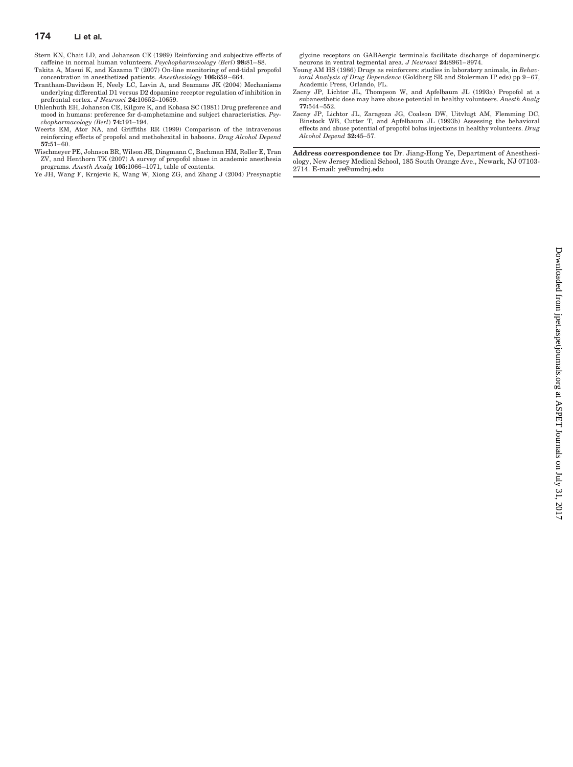Stern KN, Chait LD, and Johanson CE (1989) Reinforcing and subjective effects of caffeine in normal human volunteers. *Psychopharmacology (Berl)* **98:**81–88.

Takita A, Masui K, and Kazama T (2007) On-line monitoring of end-tidal propofol concentration in anesthetized patients. *Anesthesiology* **106:**659–664.

Trantham-Davidson H, Neely LC, Lavin A, and Seamans JK (2004) Mechanisms underlying differential D1 versus D2 dopamine receptor regulation of inhibition in prefrontal cortex. *J Neurosci* **24:**10652–10659.

Uhlenhuth EH, Johanson CE, Kilgore K, and Kobasa SC (1981) Drug preference and mood in humans: preference for d-amphetamine and subject characteristics. *Psychopharmacology (Berl)* **74:**191–194.

Weerts EM, Ator NA, and Griffiths RR (1999) Comparison of the intravenous reinforcing effects of propofol and methohexital in baboons. *Drug Alcohol Depend* **57:**51–60.

Wischmeyer PE, Johnson BR, Wilson JE, Dingmann C, Bachman HM, Roller E, Tran ZV, and Henthorn TK (2007) A survey of propofol abuse in academic anesthesia programs. *Anesth Analg* **105:**1066–1071, table of contents.

Ye JH, Wang F, Krnjevic K, Wang W, Xiong ZG, and Zhang J (2004) Presynaptic glycine receptors on GABAergic terminals facilitate discharge of dopaminergic neurons in ventral tegmental area. *J Neurosci* **24:**8961–8974.

Young AM HS (1986) Drugs as reinforcers: studies in laboratory animals, in *Behavioral Analysis of Drug Dependence* (Goldberg SR and Stolerman IP eds) pp 9–67, Academic Press, Orlando, FL.

Zacny JP, Lichtor JL, Thompson W, and Apfelbaum JL (1993a) Propofol at a subanesthetic dose may have abuse potential in healthy volunteers. *Anesth Analg* **77:**544–552.

Zacny JP, Lichtor JL, Zaragoza JG, Coalson DW, Uitvlugt AM, Flemming DC, Binstock WB, Cutter T, and Apfelbaum JL (1993b) Assessing the behavioral effects and abuse potential of propofol bolus injections in healthy volunteers. *Drug Alcohol Depend* **32:**45–57.

**Address correspondence to:** Dr. Jiang-Hong Ye, Department of Anesthesiology, New Jersey Medical School, 185 South Orange Ave., Newark, NJ 07103-2714. E-mail: ye@umdnj.edu